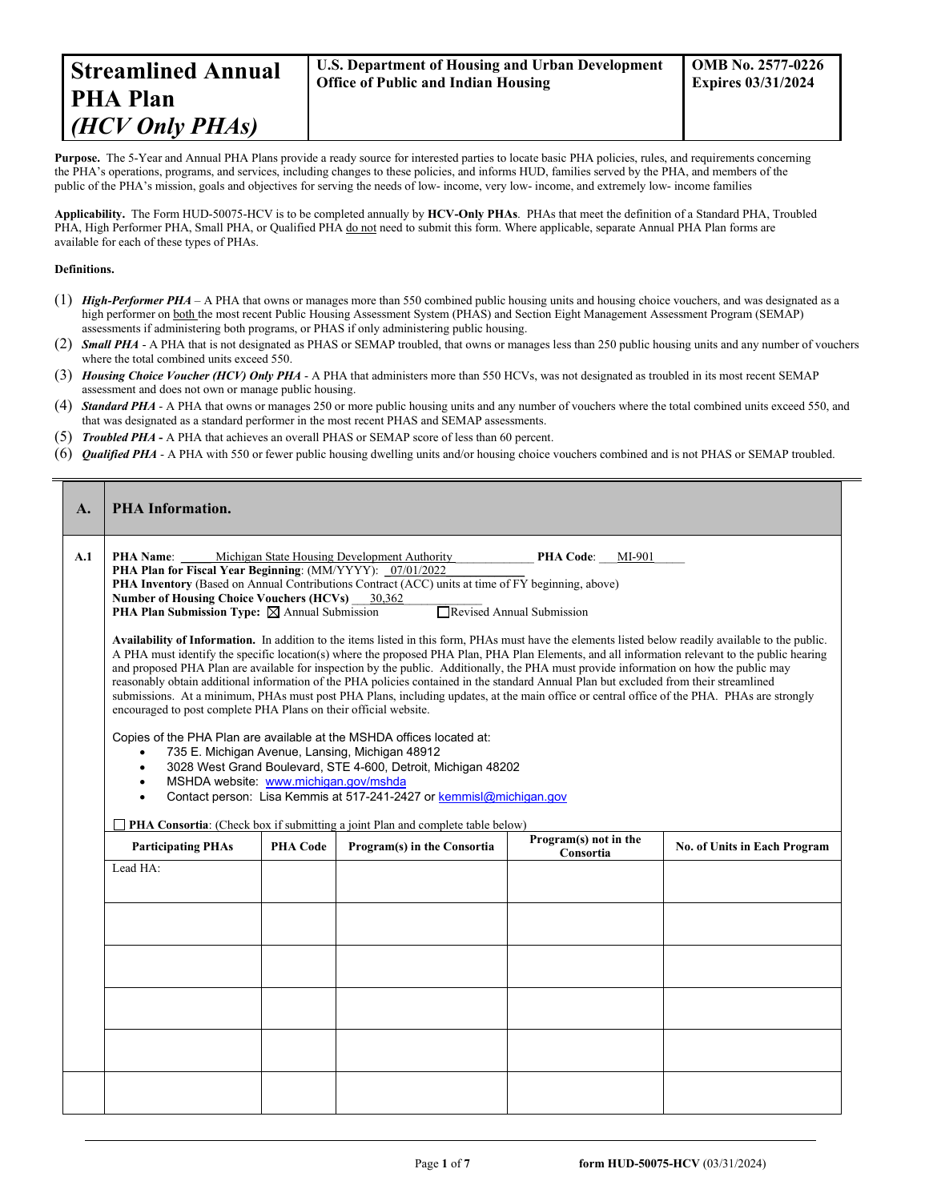| **Streamlined Annual PHA Plan** *(HCV Only PHAs)* | **U.S. Department of Housing and Urban Development Office of Public and Indian Housing** | **OMB No. 2577-0226 Expires 03/31/2024** |
|---|---|---|

**Purpose.** The 5-Year and Annual PHA Plans provide a ready source for interested parties to locate basic PHA policies, rules, and requirements concerning the PHA's operations, programs, and services, including changes to these policies, and informs HUD, families served by the PHA, and members of the public of the PHA's mission, goals and objectives for serving the needs of low- income, very low- income, and extremely low- income families

**Applicability.** The Form HUD-50075-HCV is to be completed annually by **HCV-Only PHAs**. PHAs that meet the definition of a Standard PHA, Troubled PHA, High Performer PHA, Small PHA, or Qualified PHA do not need to submit this form. Where applicable, separate Annual PHA Plan forms are available for each of these types of PHAs.

**Definitions.**

(1) ***High-Performer PHA*** – A PHA that owns or manages more than 550 combined public housing units and housing choice vouchers, and was designated as a high performer on both the most recent Public Housing Assessment System (PHAS) and Section Eight Management Assessment Program (SEMAP) assessments if administering both programs, or PHAS if only administering public housing.

(2) ***Small PHA*** - A PHA that is not designated as PHAS or SEMAP troubled, that owns or manages less than 250 public housing units and any number of vouchers where the total combined units exceed 550.

(3) ***Housing Choice Voucher (HCV) Only PHA*** - A PHA that administers more than 550 HCVs, was not designated as troubled in its most recent SEMAP assessment and does not own or manage public housing.

(4) ***Standard PHA*** - A PHA that owns or manages 250 or more public housing units and any number of vouchers where the total combined units exceed 550, and that was designated as a standard performer in the most recent PHAS and SEMAP assessments.

(5) ***Troubled PHA*** **-** A PHA that achieves an overall PHAS or SEMAP score of less than 60 percent.

(6) ***Qualified PHA*** - A PHA with 550 or fewer public housing dwelling units and/or housing choice vouchers combined and is not PHAS or SEMAP troubled.

## A. PHA Information.

**A.1**

**PHA Name**: Michigan State Housing Development Authority **PHA Code**: MI-901

**PHA Plan for Fiscal Year Beginning**: (MM/YYYY): 07/01/2022

**PHA Inventory** (Based on Annual Contributions Contract (ACC) units at time of FY beginning, above)

**Number of Housing Choice Vouchers (HCVs)** 30,362

**PHA Plan Submission Type:** ☒ Annual Submission ☐ Revised Annual Submission

**Availability of Information.** In addition to the items listed in this form, PHAs must have the elements listed below readily available to the public. A PHA must identify the specific location(s) where the proposed PHA Plan, PHA Plan Elements, and all information relevant to the public hearing and proposed PHA Plan are available for inspection by the public. Additionally, the PHA must provide information on how the public may reasonably obtain additional information of the PHA policies contained in the standard Annual Plan but excluded from their streamlined submissions. At a minimum, PHAs must post PHA Plans, including updates, at the main office or central office of the PHA. PHAs are strongly encouraged to post complete PHA Plans on their official website.

Copies of the PHA Plan are available at the MSHDA offices located at:

- 735 E. Michigan Avenue, Lansing, Michigan 48912
- 3028 West Grand Boulevard, STE 4-600, Detroit, Michigan 48202
- MSHDA website: www.michigan.gov/mshda
- Contact person: Lisa Kemmis at 517-241-2427 or kemmisl@michigan.gov

☐ **PHA Consortia**: (Check box if submitting a joint Plan and complete table below)

| Participating PHAs | PHA Code | Program(s) in the Consortia | Program(s) not in the Consortia | No. of Units in Each Program |
|---|---|---|---|---|
| Lead HA: | | | | |
| | | | | |
| | | | | |
| | | | | |
| | | | | |
| | | | | |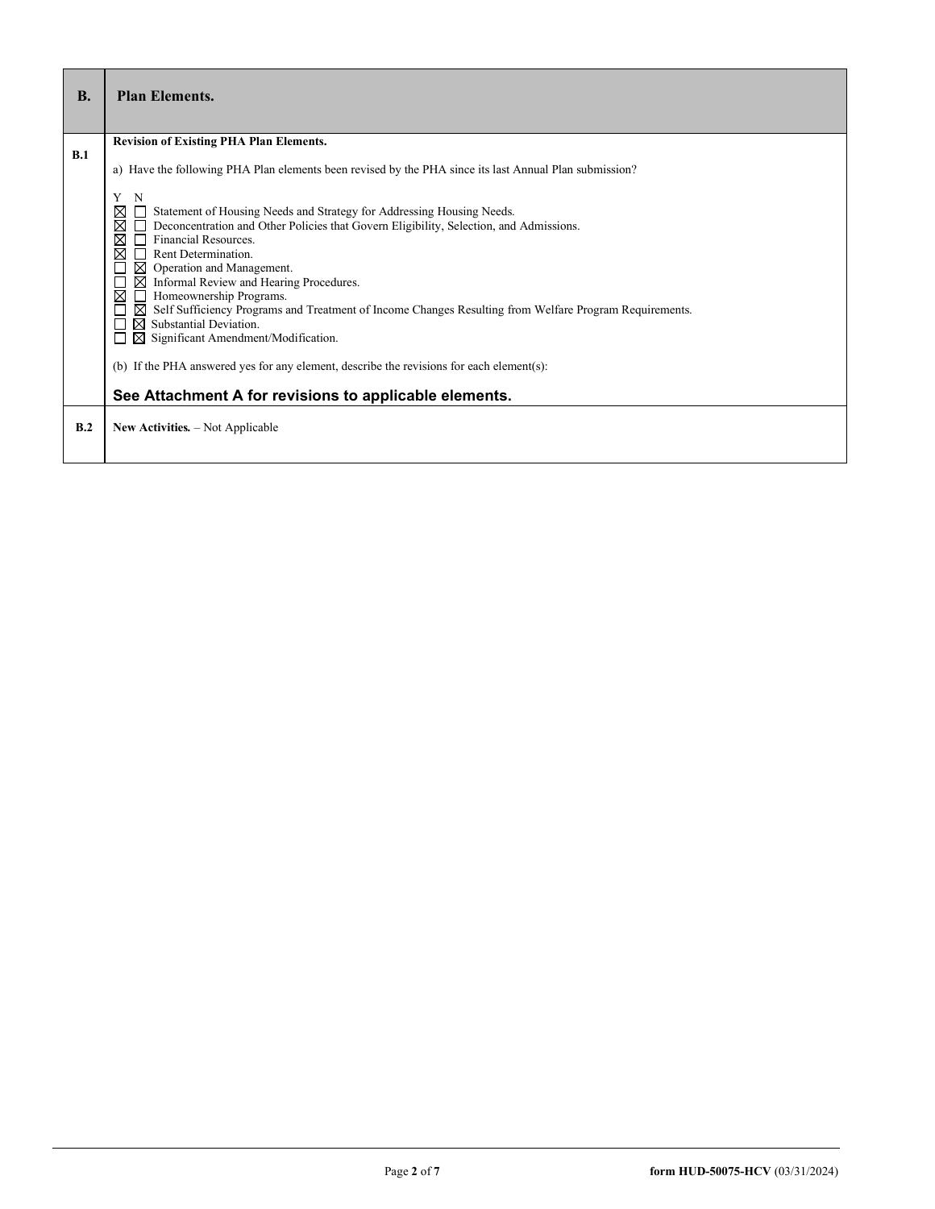| B. | Plan Elements. |
| --- | --- |
| B.1 | **Revision of Existing PHA Plan Elements.**<br><br>a) Have the following PHA Plan elements been revised by the PHA since its last Annual Plan submission?<br><br>Y N<br>☒ ☐ Statement of Housing Needs and Strategy for Addressing Housing Needs.<br>☒ ☐ Deconcentration and Other Policies that Govern Eligibility, Selection, and Admissions.<br>☒ ☐ Financial Resources.<br>☒ ☐ Rent Determination.<br>☐ ☒ Operation and Management.<br>☐ ☒ Informal Review and Hearing Procedures.<br>☒ ☐ Homeownership Programs.<br>☐ ☒ Self Sufficiency Programs and Treatment of Income Changes Resulting from Welfare Program Requirements.<br>☐ ☒ Substantial Deviation.<br>☐ ☒ Significant Amendment/Modification.<br><br>(b) If the PHA answered yes for any element, describe the revisions for each element(s):<br><br>**See Attachment A for revisions to applicable elements.** |
| B.2 | **New Activities.** – Not Applicable |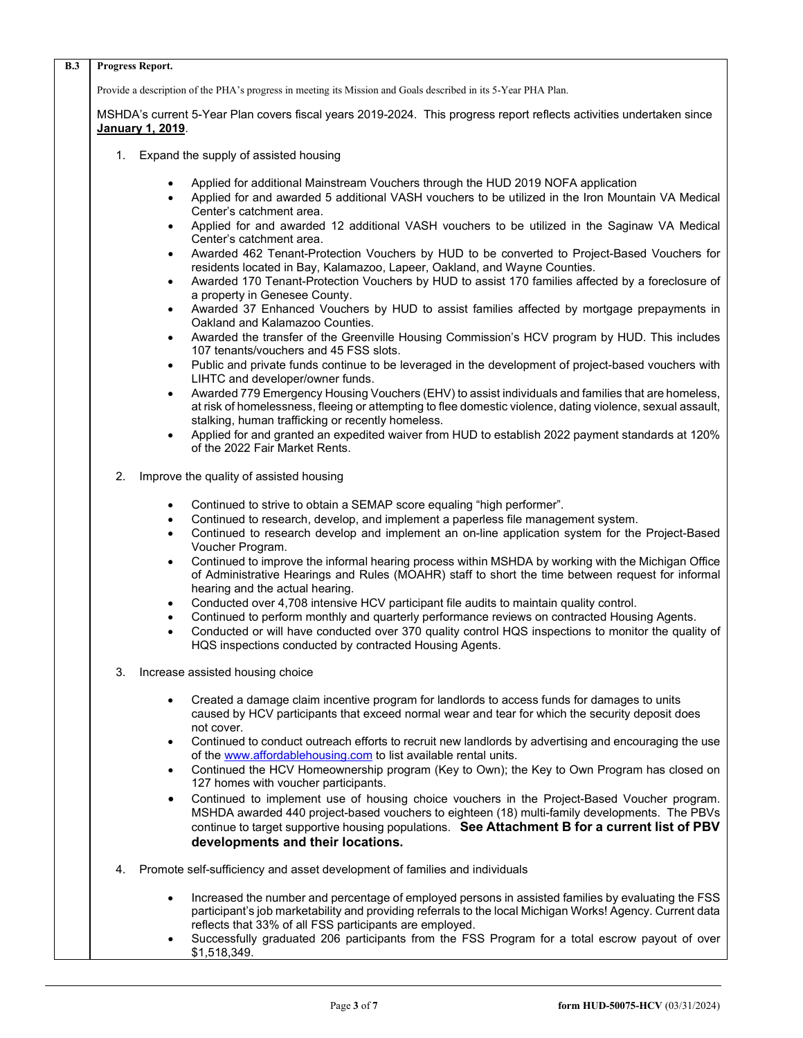**B.3 Progress Report.**

Provide a description of the PHA's progress in meeting its Mission and Goals described in its 5-Year PHA Plan.

MSHDA's current 5-Year Plan covers fiscal years 2019-2024. This progress report reflects activities undertaken since **January 1, 2019**.

1. Expand the supply of assisted housing

   - Applied for additional Mainstream Vouchers through the HUD 2019 NOFA application
   - Applied for and awarded 5 additional VASH vouchers to be utilized in the Iron Mountain VA Medical Center's catchment area.
   - Applied for and awarded 12 additional VASH vouchers to be utilized in the Saginaw VA Medical Center's catchment area.
   - Awarded 462 Tenant-Protection Vouchers by HUD to be converted to Project-Based Vouchers for residents located in Bay, Kalamazoo, Lapeer, Oakland, and Wayne Counties.
   - Awarded 170 Tenant-Protection Vouchers by HUD to assist 170 families affected by a foreclosure of a property in Genesee County.
   - Awarded 37 Enhanced Vouchers by HUD to assist families affected by mortgage prepayments in Oakland and Kalamazoo Counties.
   - Awarded the transfer of the Greenville Housing Commission's HCV program by HUD. This includes 107 tenants/vouchers and 45 FSS slots.
   - Public and private funds continue to be leveraged in the development of project-based vouchers with LIHTC and developer/owner funds.
   - Awarded 779 Emergency Housing Vouchers (EHV) to assist individuals and families that are homeless, at risk of homelessness, fleeing or attempting to flee domestic violence, dating violence, sexual assault, stalking, human trafficking or recently homeless.
   - Applied for and granted an expedited waiver from HUD to establish 2022 payment standards at 120% of the 2022 Fair Market Rents.

2. Improve the quality of assisted housing

   - Continued to strive to obtain a SEMAP score equaling "high performer".
   - Continued to research, develop, and implement a paperless file management system.
   - Continued to research develop and implement an on-line application system for the Project-Based Voucher Program.
   - Continued to improve the informal hearing process within MSHDA by working with the Michigan Office of Administrative Hearings and Rules (MOAHR) staff to short the time between request for informal hearing and the actual hearing.
   - Conducted over 4,708 intensive HCV participant file audits to maintain quality control.
   - Continued to perform monthly and quarterly performance reviews on contracted Housing Agents.
   - Conducted or will have conducted over 370 quality control HQS inspections to monitor the quality of HQS inspections conducted by contracted Housing Agents.

3. Increase assisted housing choice

   - Created a damage claim incentive program for landlords to access funds for damages to units caused by HCV participants that exceed normal wear and tear for which the security deposit does not cover.
   - Continued to conduct outreach efforts to recruit new landlords by advertising and encouraging the use of the www.affordablehousing.com to list available rental units.
   - Continued the HCV Homeownership program (Key to Own); the Key to Own Program has closed on 127 homes with voucher participants.
   - Continued to implement use of housing choice vouchers in the Project-Based Voucher program. MSHDA awarded 440 project-based vouchers to eighteen (18) multi-family developments. The PBVs continue to target supportive housing populations. **See Attachment B for a current list of PBV developments and their locations.**

4. Promote self-sufficiency and asset development of families and individuals

   - Increased the number and percentage of employed persons in assisted families by evaluating the FSS participant's job marketability and providing referrals to the local Michigan Works! Agency. Current data reflects that 33% of all FSS participants are employed.
   - Successfully graduated 206 participants from the FSS Program for a total escrow payout of over $1,518,349.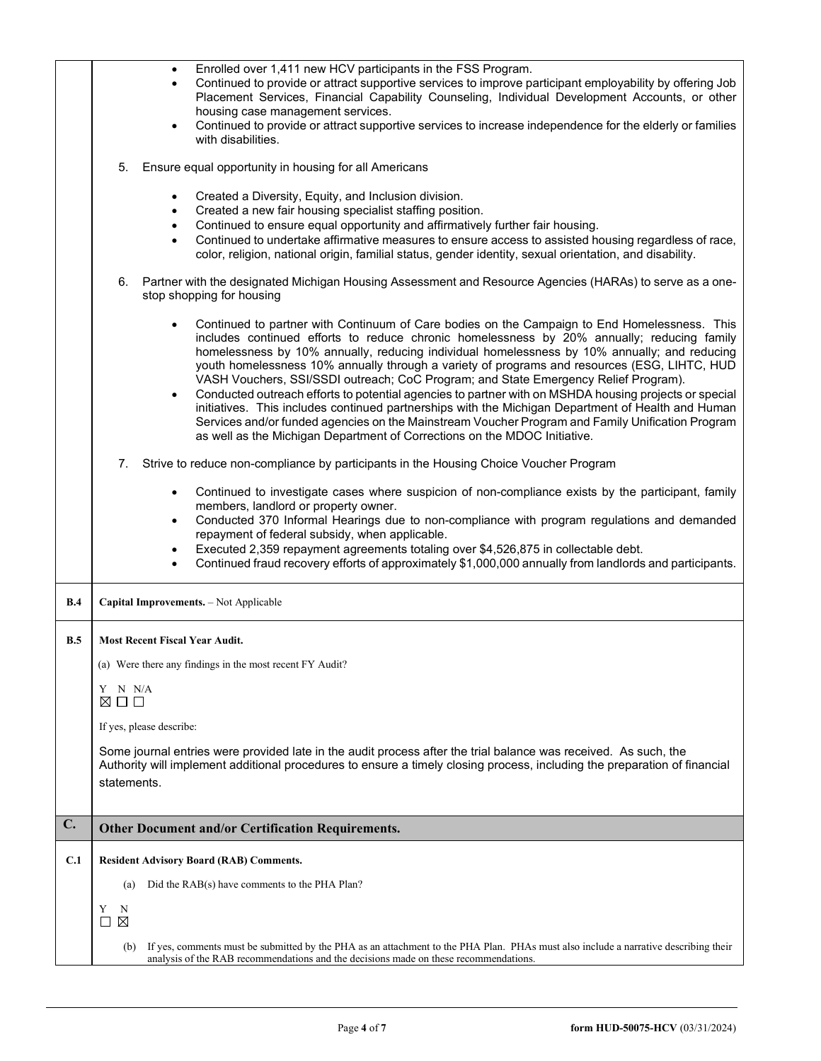- Enrolled over 1,411 new HCV participants in the FSS Program.
- Continued to provide or attract supportive services to improve participant employability by offering Job Placement Services, Financial Capability Counseling, Individual Development Accounts, or other housing case management services.
- Continued to provide or attract supportive services to increase independence for the elderly or families with disabilities.

5. Ensure equal opportunity in housing for all Americans

   - Created a Diversity, Equity, and Inclusion division.
   - Created a new fair housing specialist staffing position.
   - Continued to ensure equal opportunity and affirmatively further fair housing.
   - Continued to undertake affirmative measures to ensure access to assisted housing regardless of race, color, religion, national origin, familial status, gender identity, sexual orientation, and disability.

6. Partner with the designated Michigan Housing Assessment and Resource Agencies (HARAs) to serve as a one-stop shopping for housing

   - Continued to partner with Continuum of Care bodies on the Campaign to End Homelessness. This includes continued efforts to reduce chronic homelessness by 20% annually; reducing family homelessness by 10% annually, reducing individual homelessness by 10% annually; and reducing youth homelessness 10% annually through a variety of programs and resources (ESG, LIHTC, HUD VASH Vouchers, SSI/SSDI outreach; CoC Program; and State Emergency Relief Program).
   - Conducted outreach efforts to potential agencies to partner with on MSHDA housing projects or special initiatives. This includes continued partnerships with the Michigan Department of Health and Human Services and/or funded agencies on the Mainstream Voucher Program and Family Unification Program as well as the Michigan Department of Corrections on the MDOC Initiative.

7. Strive to reduce non-compliance by participants in the Housing Choice Voucher Program

   - Continued to investigate cases where suspicion of non-compliance exists by the participant, family members, landlord or property owner.
   - Conducted 370 Informal Hearings due to non-compliance with program regulations and demanded repayment of federal subsidy, when applicable.
   - Executed 2,359 repayment agreements totaling over $4,526,875 in collectable debt.
   - Continued fraud recovery efforts of approximately $1,000,000 annually from landlords and participants.

**B.4** **Capital Improvements.** – Not Applicable

**B.5** **Most Recent Fiscal Year Audit.**

(a) Were there any findings in the most recent FY Audit?

Y ☒ N ☐ N/A ☐

If yes, please describe:

Some journal entries were provided late in the audit process after the trial balance was received. As such, the Authority will implement additional procedures to ensure a timely closing process, including the preparation of financial statements.

## C. Other Document and/or Certification Requirements.

**C.1** **Resident Advisory Board (RAB) Comments.**

(a) Did the RAB(s) have comments to the PHA Plan?

Y ☐ N ☒

(b) If yes, comments must be submitted by the PHA as an attachment to the PHA Plan. PHAs must also include a narrative describing their analysis of the RAB recommendations and the decisions made on these recommendations.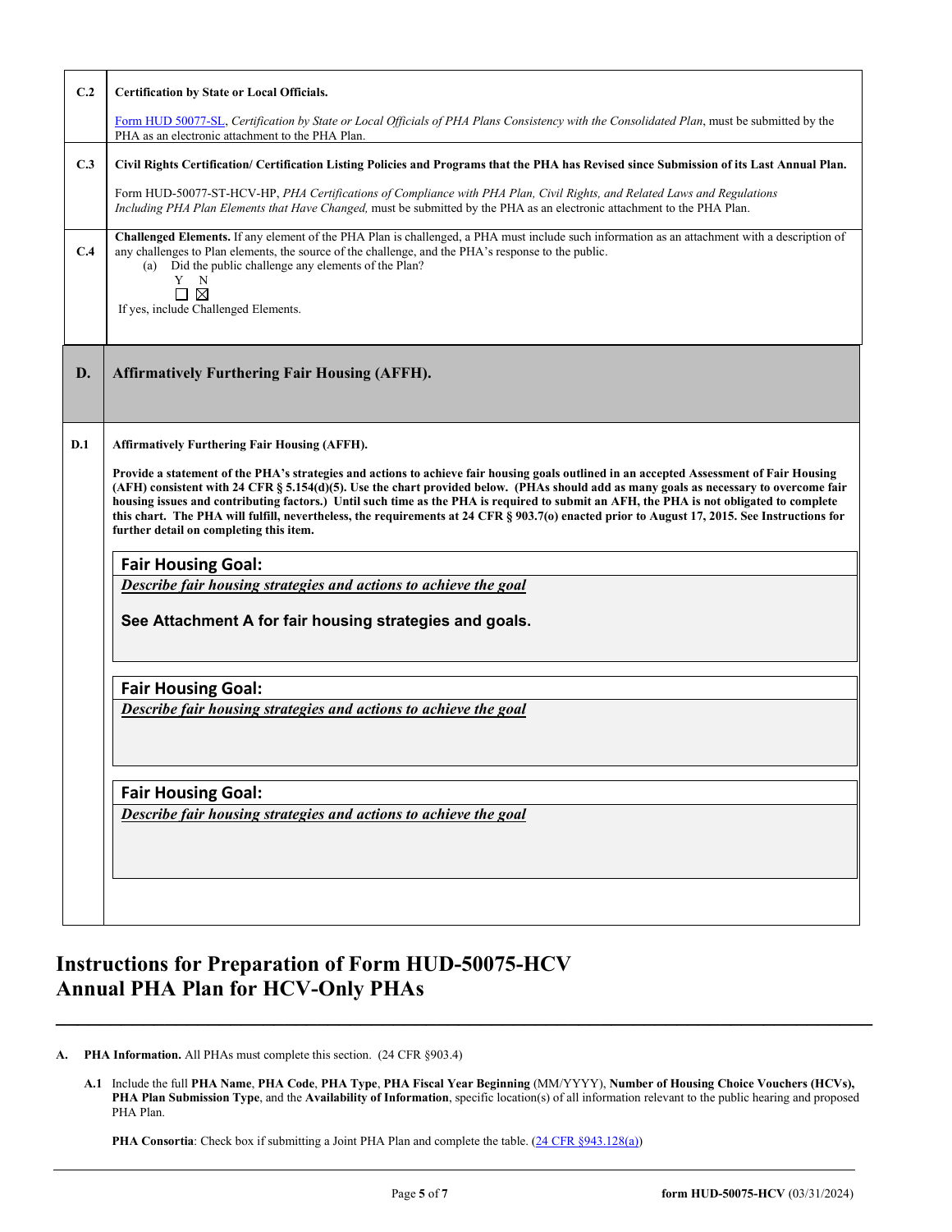**C.2 Certification by State or Local Officials.**

Form HUD 50077-SL, *Certification by State or Local Officials of PHA Plans Consistency with the Consolidated Plan*, must be submitted by the PHA as an electronic attachment to the PHA Plan.

**C.3 Civil Rights Certification/ Certification Listing Policies and Programs that the PHA has Revised since Submission of its Last Annual Plan.**

Form HUD-50077-ST-HCV-HP, *PHA Certifications of Compliance with PHA Plan, Civil Rights, and Related Laws and Regulations Including PHA Plan Elements that Have Changed,* must be submitted by the PHA as an electronic attachment to the PHA Plan.

**C.4 Challenged Elements.** If any element of the PHA Plan is challenged, a PHA must include such information as an attachment with a description of any challenges to Plan elements, the source of the challenge, and the PHA's response to the public.

(a) Did the public challenge any elements of the Plan?

Y ☐ N ☒

If yes, include Challenged Elements.

## D. Affirmatively Furthering Fair Housing (AFFH).

**D.1 Affirmatively Furthering Fair Housing (AFFH).**

**Provide a statement of the PHA's strategies and actions to achieve fair housing goals outlined in an accepted Assessment of Fair Housing (AFH) consistent with 24 CFR § 5.154(d)(5). Use the chart provided below. (PHAs should add as many goals as necessary to overcome fair housing issues and contributing factors.) Until such time as the PHA is required to submit an AFH, the PHA is not obligated to complete this chart. The PHA will fulfill, nevertheless, the requirements at 24 CFR § 903.7(o) enacted prior to August 17, 2015. See Instructions for further detail on completing this item.**

**Fair Housing Goal:**

***Describe fair housing strategies and actions to achieve the goal***

**See Attachment A for fair housing strategies and goals.**

**Fair Housing Goal:**

***Describe fair housing strategies and actions to achieve the goal***

**Fair Housing Goal:**

***Describe fair housing strategies and actions to achieve the goal***

# Instructions for Preparation of Form HUD-50075-HCV Annual PHA Plan for HCV-Only PHAs

**A. PHA Information.** All PHAs must complete this section. (24 CFR §903.4)

**A.1** Include the full **PHA Name**, **PHA Code**, **PHA Type**, **PHA Fiscal Year Beginning** (MM/YYYY), **Number of Housing Choice Vouchers (HCVs), PHA Plan Submission Type**, and the **Availability of Information**, specific location(s) of all information relevant to the public hearing and proposed PHA Plan.

**PHA Consortia**: Check box if submitting a Joint PHA Plan and complete the table. (24 CFR §943.128(a))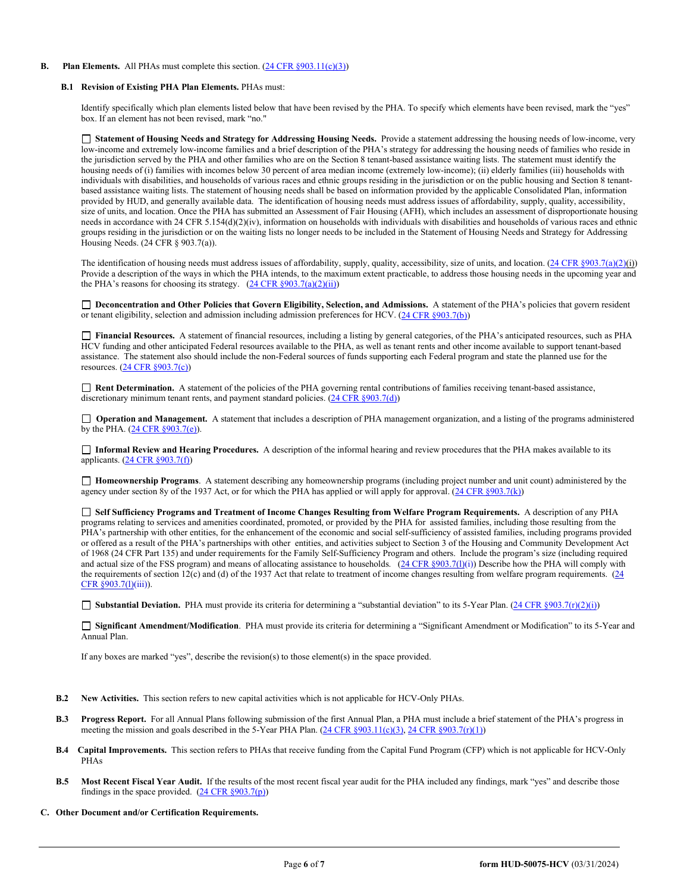**B. Plan Elements.** All PHAs must complete this section. (24 CFR §903.11(c)(3))

**B.1 Revision of Existing PHA Plan Elements.** PHAs must:

Identify specifically which plan elements listed below that have been revised by the PHA. To specify which elements have been revised, mark the "yes" box. If an element has not been revised, mark "no."

☐ **Statement of Housing Needs and Strategy for Addressing Housing Needs.** Provide a statement addressing the housing needs of low-income, very low-income and extremely low-income families and a brief description of the PHA's strategy for addressing the housing needs of families who reside in the jurisdiction served by the PHA and other families who are on the Section 8 tenant-based assistance waiting lists. The statement must identify the housing needs of (i) families with incomes below 30 percent of area median income (extremely low-income); (ii) elderly families (iii) households with individuals with disabilities, and households of various races and ethnic groups residing in the jurisdiction or on the public housing and Section 8 tenant-based assistance waiting lists. The statement of housing needs shall be based on information provided by the applicable Consolidated Plan, information provided by HUD, and generally available data. The identification of housing needs must address issues of affordability, supply, quality, accessibility, size of units, and location. Once the PHA has submitted an Assessment of Fair Housing (AFH), which includes an assessment of disproportionate housing needs in accordance with 24 CFR 5.154(d)(2)(iv), information on households with individuals with disabilities and households of various races and ethnic groups residing in the jurisdiction or on the waiting lists no longer needs to be included in the Statement of Housing Needs and Strategy for Addressing Housing Needs. (24 CFR § 903.7(a)).

The identification of housing needs must address issues of affordability, supply, quality, accessibility, size of units, and location. (24 CFR §903.7(a)(2)(i)) Provide a description of the ways in which the PHA intends, to the maximum extent practicable, to address those housing needs in the upcoming year and the PHA's reasons for choosing its strategy. (24 CFR §903.7(a)(2)(ii))

☐ **Deconcentration and Other Policies that Govern Eligibility, Selection, and Admissions.** A statement of the PHA's policies that govern resident or tenant eligibility, selection and admission including admission preferences for HCV. (24 CFR §903.7(b))

☐ **Financial Resources.** A statement of financial resources, including a listing by general categories, of the PHA's anticipated resources, such as PHA HCV funding and other anticipated Federal resources available to the PHA, as well as tenant rents and other income available to support tenant-based assistance. The statement also should include the non-Federal sources of funds supporting each Federal program and state the planned use for the resources. (24 CFR §903.7(c))

☐ **Rent Determination.** A statement of the policies of the PHA governing rental contributions of families receiving tenant-based assistance, discretionary minimum tenant rents, and payment standard policies. (24 CFR §903.7(d))

☐ **Operation and Management.** A statement that includes a description of PHA management organization, and a listing of the programs administered by the PHA. (24 CFR §903.7(e)).

☐ **Informal Review and Hearing Procedures.** A description of the informal hearing and review procedures that the PHA makes available to its applicants. (24 CFR §903.7(f))

☐ **Homeownership Programs**. A statement describing any homeownership programs (including project number and unit count) administered by the agency under section 8y of the 1937 Act, or for which the PHA has applied or will apply for approval. (24 CFR §903.7(k))

☐ **Self Sufficiency Programs and Treatment of Income Changes Resulting from Welfare Program Requirements.** A description of any PHA programs relating to services and amenities coordinated, promoted, or provided by the PHA for assisted families, including those resulting from the PHA's partnership with other entities, for the enhancement of the economic and social self-sufficiency of assisted families, including programs provided or offered as a result of the PHA's partnerships with other entities, and activities subject to Section 3 of the Housing and Community Development Act of 1968 (24 CFR Part 135) and under requirements for the Family Self-Sufficiency Program and others. Include the program's size (including required and actual size of the FSS program) and means of allocating assistance to households. (24 CFR §903.7(l)(i)) Describe how the PHA will comply with the requirements of section 12(c) and (d) of the 1937 Act that relate to treatment of income changes resulting from welfare program requirements. (24 CFR §903.7(l)(iii)).

☐ **Substantial Deviation.** PHA must provide its criteria for determining a "substantial deviation" to its 5-Year Plan. (24 CFR §903.7(r)(2)(i))

☐ **Significant Amendment/Modification**. PHA must provide its criteria for determining a "Significant Amendment or Modification" to its 5-Year and Annual Plan.

If any boxes are marked "yes", describe the revision(s) to those element(s) in the space provided.

**B.2 New Activities.** This section refers to new capital activities which is not applicable for HCV-Only PHAs.

**B.3 Progress Report.** For all Annual Plans following submission of the first Annual Plan, a PHA must include a brief statement of the PHA's progress in meeting the mission and goals described in the 5-Year PHA Plan. (24 CFR §903.11(c)(3), 24 CFR §903.7(r)(1))

**B.4 Capital Improvements.** This section refers to PHAs that receive funding from the Capital Fund Program (CFP) which is not applicable for HCV-Only PHAs

**B.5 Most Recent Fiscal Year Audit.** If the results of the most recent fiscal year audit for the PHA included any findings, mark "yes" and describe those findings in the space provided. (24 CFR §903.7(p))

**C. Other Document and/or Certification Requirements.**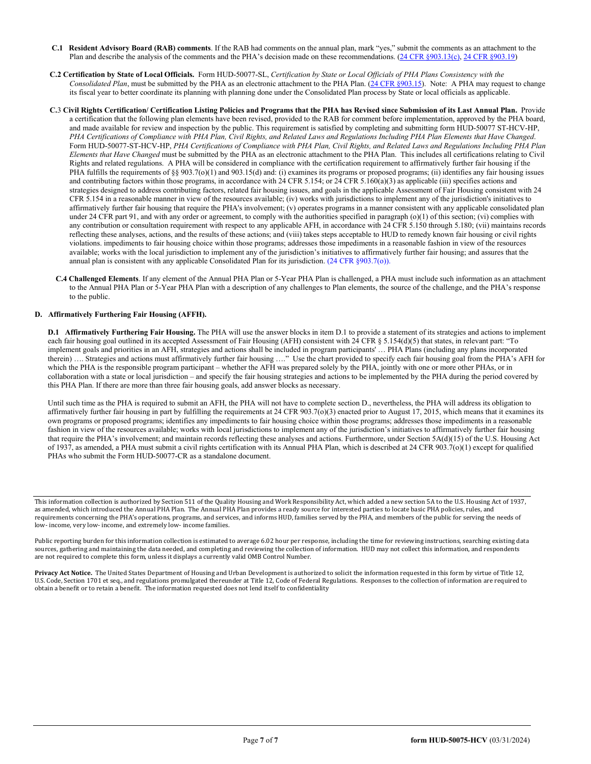**C.1 Resident Advisory Board (RAB) comments**. If the RAB had comments on the annual plan, mark "yes," submit the comments as an attachment to the Plan and describe the analysis of the comments and the PHA's decision made on these recommendations. (24 CFR §903.13(c), 24 CFR §903.19)

**C.2 Certification by State of Local Officials.** Form HUD-50077-SL, *Certification by State or Local Officials of PHA Plans Consistency with the Consolidated Plan*, must be submitted by the PHA as an electronic attachment to the PHA Plan. (24 CFR §903.15). Note: A PHA may request to change its fiscal year to better coordinate its planning with planning done under the Consolidated Plan process by State or local officials as applicable.

**C.3 Civil Rights Certification/ Certification Listing Policies and Programs that the PHA has Revised since Submission of its Last Annual Plan.** Provide a certification that the following plan elements have been revised, provided to the RAB for comment before implementation, approved by the PHA board, and made available for review and inspection by the public. This requirement is satisfied by completing and submitting form HUD-50077 ST-HCV-HP, *PHA Certifications of Compliance with PHA Plan, Civil Rights, and Related Laws and Regulations Including PHA Plan Elements that Have Changed*. Form HUD-50077-ST-HCV-HP, *PHA Certifications of Compliance with PHA Plan, Civil Rights, and Related Laws and Regulations Including PHA Plan Elements that Have Changed* must be submitted by the PHA as an electronic attachment to the PHA Plan. This includes all certifications relating to Civil Rights and related regulations. A PHA will be considered in compliance with the certification requirement to affirmatively further fair housing if the PHA fulfills the requirements of §§ 903.7(o)(1) and 903.15(d) and: (i) examines its programs or proposed programs; (ii) identifies any fair housing issues and contributing factors within those programs, in accordance with 24 CFR 5.154; or 24 CFR 5.160(a)(3) as applicable (iii) specifies actions and strategies designed to address contributing factors, related fair housing issues, and goals in the applicable Assessment of Fair Housing consistent with 24 CFR 5.154 in a reasonable manner in view of the resources available; (iv) works with jurisdictions to implement any of the jurisdiction's initiatives to affirmatively further fair housing that require the PHA's involvement; (v) operates programs in a manner consistent with any applicable consolidated plan under 24 CFR part 91, and with any order or agreement, to comply with the authorities specified in paragraph (o)(1) of this section; (vi) complies with any contribution or consultation requirement with respect to any applicable AFH, in accordance with 24 CFR 5.150 through 5.180; (vii) maintains records reflecting these analyses, actions, and the results of these actions; and (viii) takes steps acceptable to HUD to remedy known fair housing or civil rights violations. impediments to fair housing choice within those programs; addresses those impediments in a reasonable fashion in view of the resources available; works with the local jurisdiction to implement any of the jurisdiction's initiatives to affirmatively further fair housing; and assures that the annual plan is consistent with any applicable Consolidated Plan for its jurisdiction. (24 CFR §903.7(o)).

**C.4 Challenged Elements**. If any element of the Annual PHA Plan or 5-Year PHA Plan is challenged, a PHA must include such information as an attachment to the Annual PHA Plan or 5-Year PHA Plan with a description of any challenges to Plan elements, the source of the challenge, and the PHA's response to the public.

**D. Affirmatively Furthering Fair Housing (AFFH).**

**D.1 Affirmatively Furthering Fair Housing.** The PHA will use the answer blocks in item D.1 to provide a statement of its strategies and actions to implement each fair housing goal outlined in its accepted Assessment of Fair Housing (AFH) consistent with 24 CFR § 5.154(d)(5) that states, in relevant part: "To implement goals and priorities in an AFH, strategies and actions shall be included in program participants' … PHA Plans (including any plans incorporated therein) …. Strategies and actions must affirmatively further fair housing …." Use the chart provided to specify each fair housing goal from the PHA's AFH for which the PHA is the responsible program participant – whether the AFH was prepared solely by the PHA, jointly with one or more other PHAs, or in collaboration with a state or local jurisdiction – and specify the fair housing strategies and actions to be implemented by the PHA during the period covered by this PHA Plan. If there are more than three fair housing goals, add answer blocks as necessary.

Until such time as the PHA is required to submit an AFH, the PHA will not have to complete section D., nevertheless, the PHA will address its obligation to affirmatively further fair housing in part by fulfilling the requirements at 24 CFR 903.7(o)(3) enacted prior to August 17, 2015, which means that it examines its own programs or proposed programs; identifies any impediments to fair housing choice within those programs; addresses those impediments in a reasonable fashion in view of the resources available; works with local jurisdictions to implement any of the jurisdiction's initiatives to affirmatively further fair housing that require the PHA's involvement; and maintain records reflecting these analyses and actions. Furthermore, under Section 5A(d)(15) of the U.S. Housing Act of 1937, as amended, a PHA must submit a civil rights certification with its Annual PHA Plan, which is described at 24 CFR 903.7(o)(1) except for qualified PHAs who submit the Form HUD-50077-CR as a standalone document.

---

This information collection is authorized by Section 511 of the Quality Housing and Work Responsibility Act, which added a new section 5A to the U.S. Housing Act of 1937, as amended, which introduced the Annual PHA Plan. The Annual PHA Plan provides a ready source for interested parties to locate basic PHA policies, rules, and requirements concerning the PHA's operations, programs, and services, and informs HUD, families served by the PHA, and members of the public for serving the needs of low- income, very low- income, and extremely low- income families.

Public reporting burden for this information collection is estimated to average 6.02 hour per response, including the time for reviewing instructions, searching existing data sources, gathering and maintaining the data needed, and completing and reviewing the collection of information. HUD may not collect this information, and respondents are not required to complete this form, unless it displays a currently valid OMB Control Number.

**Privacy Act Notice.** The United States Department of Housing and Urban Development is authorized to solicit the information requested in this form by virtue of Title 12, U.S. Code, Section 1701 et seq., and regulations promulgated thereunder at Title 12, Code of Federal Regulations. Responses to the collection of information are required to obtain a benefit or to retain a benefit. The information requested does not lend itself to confidentiality